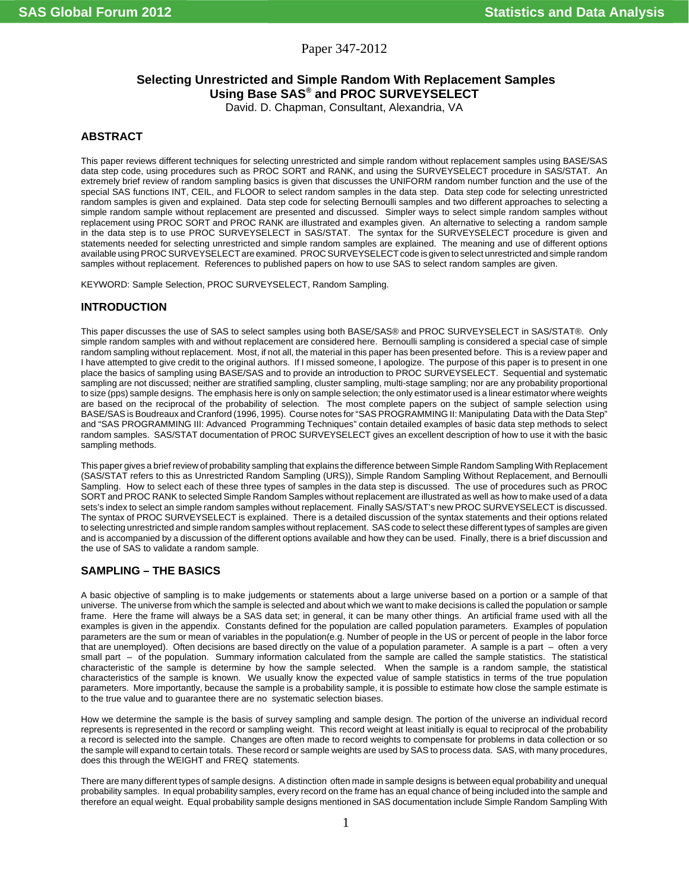Paper 347-2012

# Selecting Unrestricted and Simple Random With Replacement Samples Using Base SAS® and PROC SURVEYSELECT

David. D. Chapman, Consultant, Alexandria, VA

## ABSTRACT

This paper reviews different techniques for selecting unrestricted and simple random without replacement samples using BASE/SAS data step code, using procedures such as PROC SORT and RANK, and using the SURVEYSELECT procedure in SAS/STAT. An extremely brief review of random sampling basics is given that discusses the UNIFORM random number function and the use of the special SAS functions INT, CEIL, and FLOOR to select random samples in the data step. Data step code for selecting unrestricted random samples is given and explained. Data step code for selecting Bernoulli samples and two different approaches to selecting a simple random sample without replacement are presented and discussed. Simpler ways to select simple random samples without replacement using PROC SORT and PROC RANK are illustrated and examples given. An alternative to selecting a random sample in the data step is to use PROC SURVEYSELECT in SAS/STAT. The syntax for the SURVEYSELECT procedure is given and statements needed for selecting unrestricted and simple random samples are explained. The meaning and use of different options available using PROC SURVEYSELECT are examined. PROC SURVEYSELECT code is given to select unrestricted and simple random samples without replacement. References to published papers on how to use SAS to select random samples are given.

KEYWORD: Sample Selection, PROC SURVEYSELECT, Random Sampling.

## INTRODUCTION

This paper discusses the use of SAS to select samples using both BASE/SAS® and PROC SURVEYSELECT in SAS/STAT®. Only simple random samples with and without replacement are considered here. Bernoulli sampling is considered a special case of simple random sampling without replacement. Most, if not all, the material in this paper has been presented before. This is a review paper and I have attempted to give credit to the original authors. If I missed someone, I apologize. The purpose of this paper is to present in one place the basics of sampling using BASE/SAS and to provide an introduction to PROC SURVEYSELECT. Sequential and systematic sampling are not discussed; neither are stratified sampling, cluster sampling, multi-stage sampling; nor are any probability proportional to size (pps) sample designs. The emphasis here is only on sample selection; the only estimator used is a linear estimator where weights are based on the reciprocal of the probability of selection. The most complete papers on the subject of sample selection using BASE/SAS is Boudreaux and Cranford (1996, 1995). Course notes for "SAS PROGRAMMING II: Manipulating Data with the Data Step" and "SAS PROGRAMMING III: Advanced Programming Techniques" contain detailed examples of basic data step methods to select random samples. SAS/STAT documentation of PROC SURVEYSELECT gives an excellent description of how to use it with the basic sampling methods.

This paper gives a brief review of probability sampling that explains the difference between Simple Random Sampling With Replacement (SAS/STAT refers to this as Unrestricted Random Sampling (URS)), Simple Random Sampling Without Replacement, and Bernoulli Sampling. How to select each of these three types of samples in the data step is discussed. The use of procedures such as PROC SORT and PROC RANK to selected Simple Random Samples without replacement are illustrated as well as how to make used of a data sets's index to select an simple random samples without replacement. Finally SAS/STAT's new PROC SURVEYSELECT is discussed. The syntax of PROC SURVEYSELECT is explained. There is a detailed discussion of the syntax statements and their options related to selecting unrestricted and simple random samples without replacement. SAS code to select these different types of samples are given and is accompanied by a discussion of the different options available and how they can be used. Finally, there is a brief discussion and the use of SAS to validate a random sample.

## SAMPLING – THE BASICS

A basic objective of sampling is to make judgements or statements about a large universe based on a portion or a sample of that universe. The universe from which the sample is selected and about which we want to make decisions is called the population or sample frame. Here the frame will always be a SAS data set; in general, it can be many other things. An artificial frame used with all the examples is given in the appendix. Constants defined for the population are called population parameters. Examples of population parameters are the sum or mean of variables in the population(e.g. Number of people in the US or percent of people in the labor force that are unemployed). Often decisions are based directly on the value of a population parameter. A sample is a part – often a very small part – of the population. Summary information calculated from the sample are called the sample statistics. The statistical characteristic of the sample is determine by how the sample selected. When the sample is a random sample, the statistical characteristics of the sample is known. We usually know the expected value of sample statistics in terms of the true population parameters. More importantly, because the sample is a probability sample, it is possible to estimate how close the sample estimate is to the true value and to guarantee there are no systematic selection biases.

How we determine the sample is the basis of survey sampling and sample design. The portion of the universe an individual record represents is represented in the record or sampling weight. This record weight at least initially is equal to reciprocal of the probability a record is selected into the sample. Changes are often made to record weights to compensate for problems in data collection or so the sample will expand to certain totals. These record or sample weights are used by SAS to process data. SAS, with many procedures, does this through the WEIGHT and FREQ statements.

There are many different types of sample designs. A distinction often made in sample designs is between equal probability and unequal probability samples. In equal probability samples, every record on the frame has an equal chance of being included into the sample and therefore an equal weight. Equal probability sample designs mentioned in SAS documentation include Simple Random Sampling With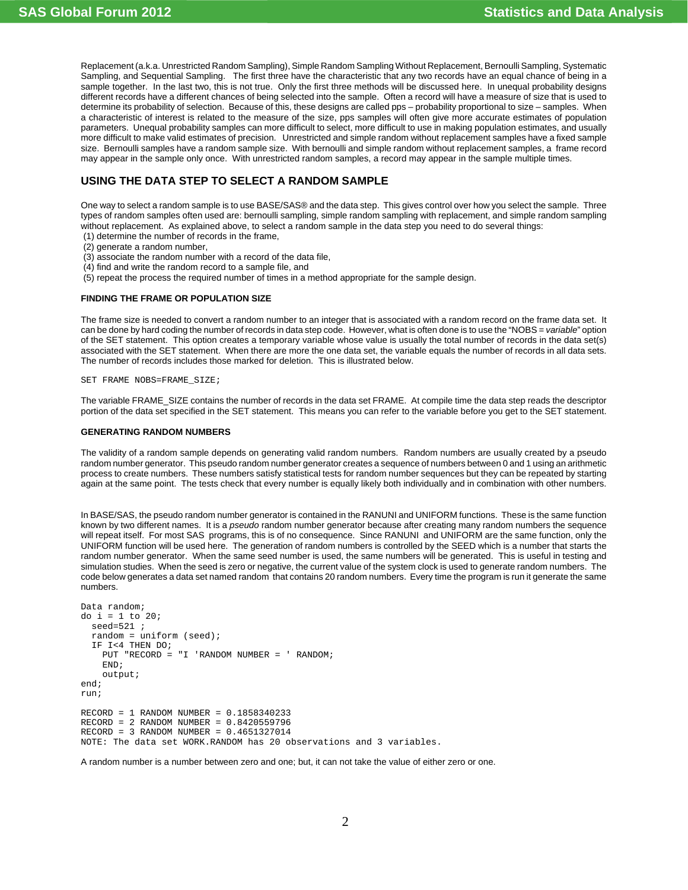Replacement (a.k.a. Unrestricted Random Sampling), Simple Random Sampling Without Replacement, Bernoulli Sampling, Systematic Sampling, and Sequential Sampling. The first three have the characteristic that any two records have an equal chance of being in a sample together. In the last two, this is not true. Only the first three methods will be discussed here. In unequal probability designs different records have a different chances of being selected into the sample. Often a record will have a measure of size that is used to determine its probability of selection. Because of this, these designs are called pps – probability proportional to size – samples. When a characteristic of interest is related to the measure of the size, pps samples will often give more accurate estimates of population parameters. Unequal probability samples can more difficult to select, more difficult to use in making population estimates, and usually more difficult to make valid estimates of precision. Unrestricted and simple random without replacement samples have a fixed sample size. Bernoulli samples have a random sample size. With bernoulli and simple random without replacement samples, a frame record may appear in the sample only once. With unrestricted random samples, a record may appear in the sample multiple times.

## USING THE DATA STEP TO SELECT A RANDOM SAMPLE

One way to select a random sample is to use BASE/SAS® and the data step. This gives control over how you select the sample. Three types of random samples often used are: bernoulli sampling, simple random sampling with replacement, and simple random sampling without replacement. As explained above, to select a random sample in the data step you need to do several things:

(1) determine the number of records in the frame,
(2) generate a random number,
(3) associate the random number with a record of the data file,
(4) find and write the random record to a sample file, and
(5) repeat the process the required number of times in a method appropriate for the sample design.

### FINDING THE FRAME OR POPULATION SIZE

The frame size is needed to convert a random number to an integer that is associated with a random record on the frame data set. It can be done by hard coding the number of records in data step code. However, what is often done is to use the "NOBS = *variable*" option of the SET statement. This option creates a temporary variable whose value is usually the total number of records in the data set(s) associated with the SET statement. When there are more the one data set, the variable equals the number of records in all data sets. The number of records includes those marked for deletion. This is illustrated below.

```
SET FRAME NOBS=FRAME_SIZE;
```

The variable FRAME_SIZE contains the number of records in the data set FRAME. At compile time the data step reads the descriptor portion of the data set specified in the SET statement. This means you can refer to the variable before you get to the SET statement.

### GENERATING RANDOM NUMBERS

The validity of a random sample depends on generating valid random numbers. Random numbers are usually created by a pseudo random number generator. This pseudo random number generator creates a sequence of numbers between 0 and 1 using an arithmetic process to create numbers. These numbers satisfy statistical tests for random number sequences but they can be repeated by starting again at the same point. The tests check that every number is equally likely both individually and in combination with other numbers.

In BASE/SAS, the pseudo random number generator is contained in the RANUNI and UNIFORM functions. These is the same function known by two different names. It is a *pseudo* random number generator because after creating many random numbers the sequence will repeat itself. For most SAS programs, this is of no consequence. Since RANUNI and UNIFORM are the same function, only the UNIFORM function will be used here. The generation of random numbers is controlled by the SEED which is a number that starts the random number generator. When the same seed number is used, the same numbers will be generated. This is useful in testing and simulation studies. When the seed is zero or negative, the current value of the system clock is used to generate random numbers. The code below generates a data set named random that contains 20 random numbers. Every time the program is run it generate the same numbers.

```
Data random;
do i = 1 to 20;
  seed=521 ;
  random = uniform (seed);
  IF I<4 THEN DO;
    PUT "RECORD = "I 'RANDOM NUMBER = ' RANDOM;
    END;
    output;
end;
run;

RECORD = 1 RANDOM NUMBER = 0.1858340233
RECORD = 2 RANDOM NUMBER = 0.8420559796
RECORD = 3 RANDOM NUMBER = 0.4651327014
NOTE: The data set WORK.RANDOM has 20 observations and 3 variables.
```

A random number is a number between zero and one; but, it can not take the value of either zero or one.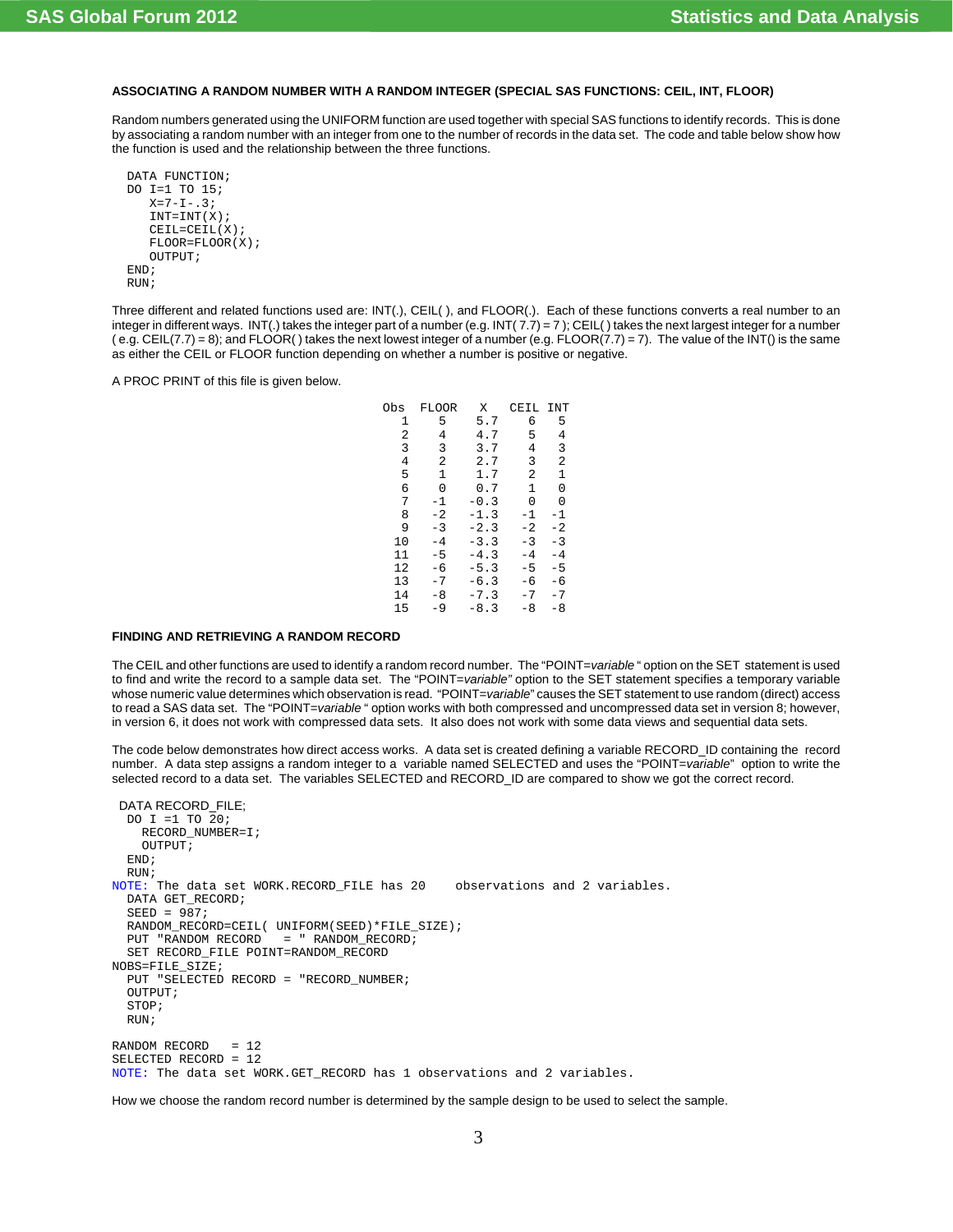### ASSOCIATING A RANDOM NUMBER WITH A RANDOM INTEGER (SPECIAL SAS FUNCTIONS: CEIL, INT, FLOOR)

Random numbers generated using the UNIFORM function are used together with special SAS functions to identify records. This is done by associating a random number with an integer from one to the number of records in the data set. The code and table below show how the function is used and the relationship between the three functions.

```
DATA FUNCTION;
DO I=1 TO 15;
   X=7-I-.3;
   INT=INT(X);
   CEIL=CEIL(X);
   FLOOR=FLOOR(X);
   OUTPUT;
END;
RUN;
```

Three different and related functions used are: INT(.), CEIL( ), and FLOOR(.). Each of these functions converts a real number to an integer in different ways. INT(.) takes the integer part of a number (e.g. INT( 7.7) = 7 ); CEIL( ) takes the next largest integer for a number ( e.g. CEIL(7.7) = 8); and FLOOR( ) takes the next lowest integer of a number (e.g. FLOOR(7.7) = 7). The value of the INT() is the same as either the CEIL or FLOOR function depending on whether a number is positive or negative.

A PROC PRINT of this file is given below.

| Obs | FLOOR | X | CEIL | INT |
|---|---|---|---|---|
| 1 | 5 | 5.7 | 6 | 5 |
| 2 | 4 | 4.7 | 5 | 4 |
| 3 | 3 | 3.7 | 4 | 3 |
| 4 | 2 | 2.7 | 3 | 2 |
| 5 | 1 | 1.7 | 2 | 1 |
| 6 | 0 | 0.7 | 1 | 0 |
| 7 | -1 | -0.3 | 0 | 0 |
| 8 | -2 | -1.3 | -1 | -1 |
| 9 | -3 | -2.3 | -2 | -2 |
| 10 | -4 | -3.3 | -3 | -3 |
| 11 | -5 | -4.3 | -4 | -4 |
| 12 | -6 | -5.3 | -5 | -5 |
| 13 | -7 | -6.3 | -6 | -6 |
| 14 | -8 | -7.3 | -7 | -7 |
| 15 | -9 | -8.3 | -8 | -8 |

### FINDING AND RETRIEVING A RANDOM RECORD

The CEIL and other functions are used to identify a random record number. The "POINT=*variable* " option on the SET statement is used to find and write the record to a sample data set. The "POINT=*variable"* option to the SET statement specifies a temporary variable whose numeric value determines which observation is read. "POINT=*variable*" causes the SET statement to use random (direct) access to read a SAS data set. The "POINT=*variable* " option works with both compressed and uncompressed data set in version 8; however, in version 6, it does not work with compressed data sets. It also does not work with some data views and sequential data sets.

The code below demonstrates how direct access works. A data set is created defining a variable RECORD_ID containing the record number. A data step assigns a random integer to a variable named SELECTED and uses the "POINT=*variable*" option to write the selected record to a data set. The variables SELECTED and RECORD_ID are compared to show we got the correct record.

```
  DATA RECORD_FILE;
  DO I =1 TO 20;
     RECORD_NUMBER=I;
     OUTPUT;
  END;
  RUN;
NOTE: The data set WORK.RECORD_FILE has 20    observations and 2 variables.
  DATA GET_RECORD;
  SEED = 987;
  RANDOM_RECORD=CEIL( UNIFORM(SEED)*FILE_SIZE);
  PUT "RANDOM RECORD   = " RANDOM_RECORD;
  SET RECORD_FILE POINT=RANDOM_RECORD
NOBS=FILE_SIZE;
  PUT "SELECTED RECORD = "RECORD_NUMBER;
  OUTPUT;
  STOP;
  RUN;

RANDOM RECORD   = 12
SELECTED RECORD = 12
NOTE: The data set WORK.GET_RECORD has 1 observations and 2 variables.
```

How we choose the random record number is determined by the sample design to be used to select the sample.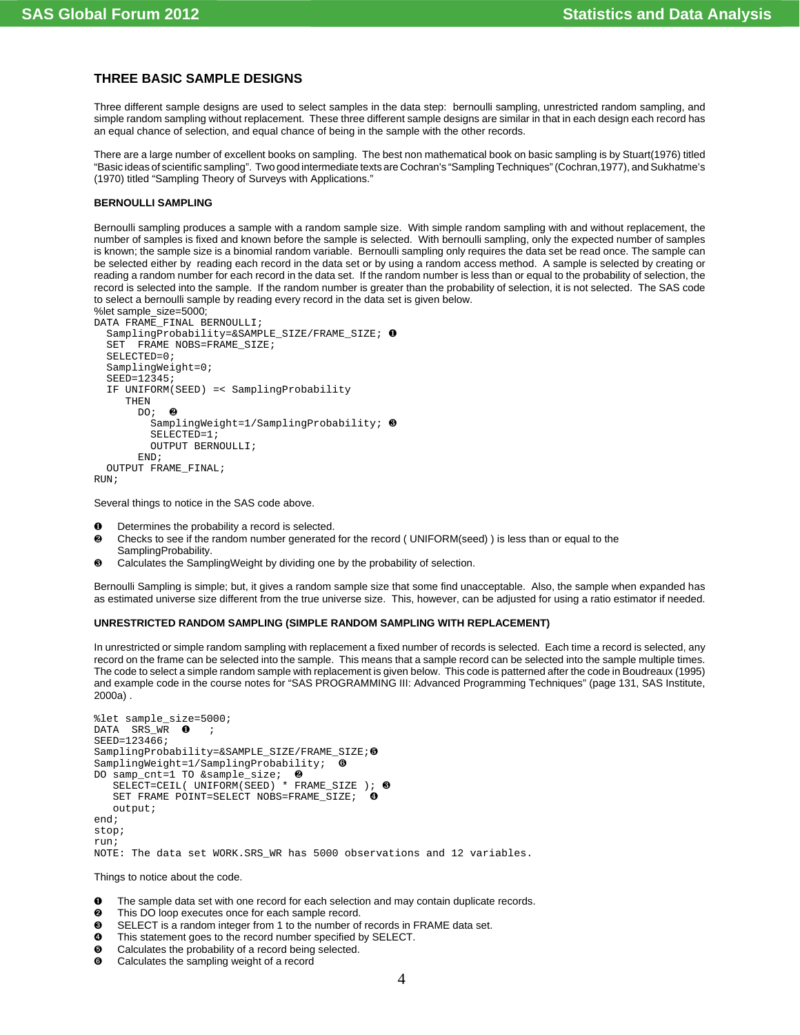## THREE BASIC SAMPLE DESIGNS

Three different sample designs are used to select samples in the data step: bernoulli sampling, unrestricted random sampling, and simple random sampling without replacement. These three different sample designs are similar in that in each design each record has an equal chance of selection, and equal chance of being in the sample with the other records.

There are a large number of excellent books on sampling. The best non mathematical book on basic sampling is by Stuart(1976) titled "Basic ideas of scientific sampling". Two good intermediate texts are Cochran's "Sampling Techniques" (Cochran,1977), and Sukhatme's (1970) titled "Sampling Theory of Surveys with Applications."

### BERNOULLI SAMPLING

Bernoulli sampling produces a sample with a random sample size. With simple random sampling with and without replacement, the number of samples is fixed and known before the sample is selected. With bernoulli sampling, only the expected number of samples is known; the sample size is a binomial random variable. Bernoulli sampling only requires the data set be read once. The sample can be selected either by reading each record in the data set or by using a random access method. A sample is selected by creating or reading a random number for each record in the data set. If the random number is less than or equal to the probability of selection, the record is selected into the sample. If the random number is greater than the probability of selection, it is not selected. The SAS code to select a bernoulli sample by reading every record in the data set is given below.

```
%let sample_size=5000;
DATA FRAME_FINAL BERNOULLI;
  SamplingProbability=&SAMPLE_SIZE/FRAME_SIZE; ❶
  SET  FRAME NOBS=FRAME_SIZE;
  SELECTED=0;
  SamplingWeight=0;
  SEED=12345;
  IF UNIFORM(SEED) =< SamplingProbability
     THEN
       DO;  ❷
         SamplingWeight=1/SamplingProbability; ❸
         SELECTED=1;
         OUTPUT BERNOULLI;
       END;
  OUTPUT FRAME_FINAL;
RUN;
```

Several things to notice in the SAS code above.

❶ Determines the probability a record is selected.
❷ Checks to see if the random number generated for the record ( UNIFORM(seed) ) is less than or equal to the SamplingProbability.
❸ Calculates the SamplingWeight by dividing one by the probability of selection.

Bernoulli Sampling is simple; but, it gives a random sample size that some find unacceptable. Also, the sample when expanded has as estimated universe size different from the true universe size. This, however, can be adjusted for using a ratio estimator if needed.

### UNRESTRICTED RANDOM SAMPLING (SIMPLE RANDOM SAMPLING WITH REPLACEMENT)

In unrestricted or simple random sampling with replacement a fixed number of records is selected. Each time a record is selected, any record on the frame can be selected into the sample. This means that a sample record can be selected into the sample multiple times. The code to select a simple random sample with replacement is given below. This code is patterned after the code in Boudreaux (1995) and example code in the course notes for "SAS PROGRAMMING III: Advanced Programming Techniques" (page 131, SAS Institute, 2000a) .

```
%let sample_size=5000;
DATA  SRS_WR  ❶   ;
SEED=123466;
SamplingProbability=&SAMPLE_SIZE/FRAME_SIZE;❺
SamplingWeight=1/SamplingProbability;  ❻
DO samp_cnt=1 TO &sample_size;  ❷
   SELECT=CEIL( UNIFORM(SEED) * FRAME_SIZE ); ❸
   SET FRAME POINT=SELECT NOBS=FRAME_SIZE;  ❹
   output;
end;
stop;
run;
NOTE: The data set WORK.SRS_WR has 5000 observations and 12 variables.
```

Things to notice about the code.

❶ The sample data set with one record for each selection and may contain duplicate records.
❷ This DO loop executes once for each sample record.
❸ SELECT is a random integer from 1 to the number of records in FRAME data set.
❹ This statement goes to the record number specified by SELECT.
❺ Calculates the probability of a record being selected.
❻ Calculates the sampling weight of a record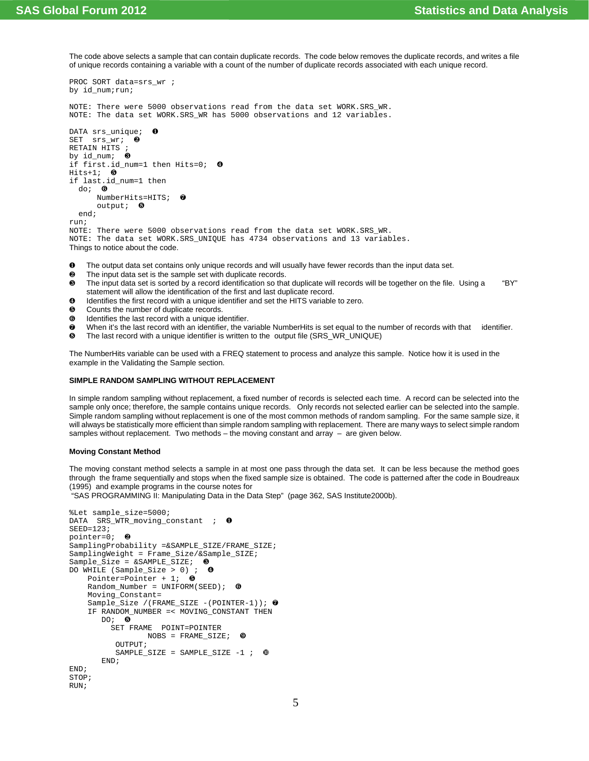The code above selects a sample that can contain duplicate records. The code below removes the duplicate records, and writes a file of unique records containing a variable with a count of the number of duplicate records associated with each unique record.

```
PROC SORT data=srs_wr ;
by id_num;run;

NOTE: There were 5000 observations read from the data set WORK.SRS_WR.
NOTE: The data set WORK.SRS_WR has 5000 observations and 12 variables.

DATA srs_unique;  ❶
SET  srs_wr;  ❷
RETAIN HITS ;
by id_num;  ❸
if first.id_num=1 then Hits=0;  ❹
Hits+1;  ❺
if last.id_num=1 then
  do;  ❻
      NumberHits=HITS;  ❼
      output;  ❽
  end;
run;
NOTE: There were 5000 observations read from the data set WORK.SRS_WR.
NOTE: The data set WORK.SRS_UNIQUE has 4734 observations and 13 variables.
```

Things to notice about the code.

- ❶ The output data set contains only unique records and will usually have fewer records than the input data set.
- ❷ The input data set is the sample set with duplicate records.
- ❸ The input data set is sorted by a record identification so that duplicate will records will be together on the file. Using a "BY" statement will allow the identification of the first and last duplicate record.
- ❹ Identifies the first record with a unique identifier and set the HITS variable to zero.
- ❺ Counts the number of duplicate records.
- ❻ Identifies the last record with a unique identifier.
- ❼ When it's the last record with an identifier, the variable NumberHits is set equal to the number of records with that identifier.
- ❽ The last record with a unique identifier is written to the output file (SRS_WR_UNIQUE)

The NumberHits variable can be used with a FREQ statement to process and analyze this sample. Notice how it is used in the example in the Validating the Sample section.

**SIMPLE RANDOM SAMPLING WITHOUT REPLACEMENT**

In simple random sampling without replacement, a fixed number of records is selected each time. A record can be selected into the sample only once; therefore, the sample contains unique records. Only records not selected earlier can be selected into the sample. Simple random sampling without replacement is one of the most common methods of random sampling. For the same sample size, it will always be statistically more efficient than simple random sampling with replacement. There are many ways to select simple random samples without replacement. Two methods – the moving constant and array – are given below.

**Moving Constant Method**

The moving constant method selects a sample in at most one pass through the data set. It can be less because the method goes through the frame sequentially and stops when the fixed sample size is obtained. The code is patterned after the code in Boudreaux (1995) and example programs in the course notes for "SAS PROGRAMMING II: Manipulating Data in the Data Step" (page 362, SAS Institute2000b).

```
%Let sample_size=5000;
DATA  SRS_WTR_moving_constant  ;  ❶
SEED=123;
pointer=0;  ❷
SamplingProbability =&SAMPLE_SIZE/FRAME_SIZE;
SamplingWeight = Frame_Size/&Sample_SIZE;
Sample_Size = &SAMPLE_SIZE;  ❸
DO WHILE (Sample_Size > 0) ;  ❹
    Pointer=Pointer + 1;  ❺
    Random_Number = UNIFORM(SEED);  ❻
    Moving_Constant=
    Sample_Size /(FRAME_SIZE -(POINTER-1)); ❼
    IF RANDOM_NUMBER =< MOVING_CONSTANT THEN
       DO;  ❽
         SET FRAME  POINT=POINTER
                 NOBS = FRAME_SIZE;  ❾
          OUTPUT;
          SAMPLE_SIZE = SAMPLE_SIZE -1 ;  ❿
       END;
END;
STOP;
RUN;
```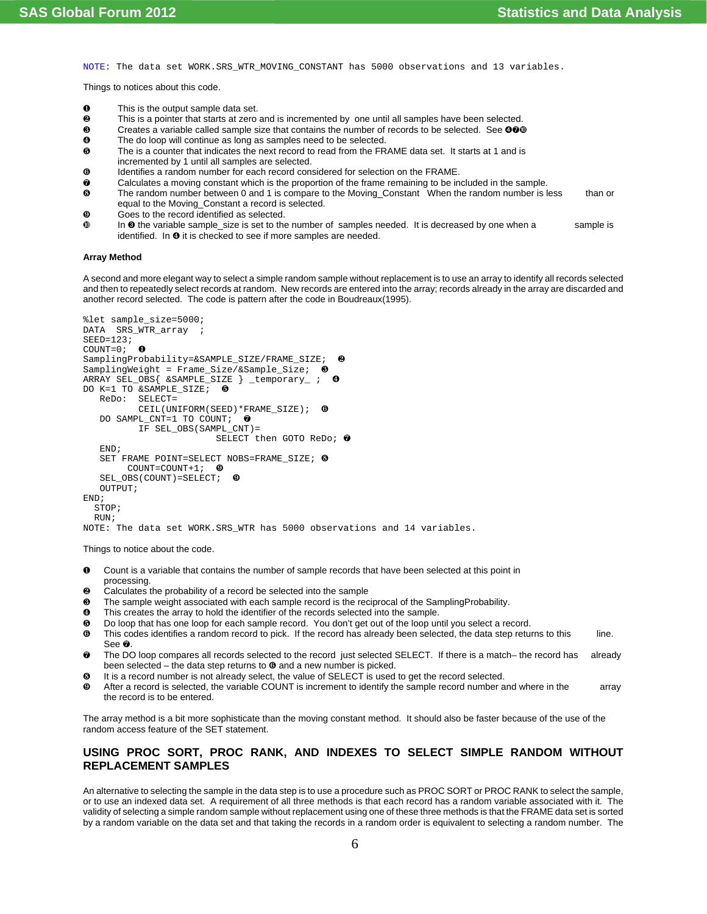```
NOTE: The data set WORK.SRS_WTR_MOVING_CONSTANT has 5000 observations and 13 variables.
```

Things to notices about this code.

- ❶ This is the output sample data set.
- ❷ This is a pointer that starts at zero and is incremented by one until all samples have been selected.
- ❸ Creates a variable called sample size that contains the number of records to be selected. See ❹❼❿
- ❹ The do loop will continue as long as samples need to be selected.
- ❺ The is a counter that indicates the next record to read from the FRAME data set. It starts at 1 and is incremented by 1 until all samples are selected.
- ❻ Identifies a random number for each record considered for selection on the FRAME.
- ❼ Calculates a moving constant which is the proportion of the frame remaining to be included in the sample.
- ❽ The random number between 0 and 1 is compare to the Moving_Constant When the random number is less than or equal to the Moving_Constant a record is selected.
- ❾ Goes to the record identified as selected.
- ❿ In ❸ the variable sample_size is set to the number of samples needed. It is decreased by one when a sample is identified. In ❹ it is checked to see if more samples are needed.

**Array Method**

A second and more elegant way to select a simple random sample without replacement is to use an array to identify all records selected and then to repeatedly select records at random. New records are entered into the array; records already in the array are discarded and another record selected. The code is pattern after the code in Boudreaux(1995).

```
%let sample_size=5000;
DATA  SRS_WTR_array  ;
SEED=123;
COUNT=0;  ❶
SamplingProbability=&SAMPLE_SIZE/FRAME_SIZE;  ❷
SamplingWeight = Frame_Size/&Sample_Size;  ❸
ARRAY SEL_OBS{ &SAMPLE_SIZE } _temporary_ ;  ❹
DO K=1 TO &SAMPLE_SIZE;  ❺
   ReDo:  SELECT=
          CEIL(UNIFORM(SEED)*FRAME_SIZE);  ❻
   DO SAMPL_CNT=1 TO COUNT;  ❼
          IF SEL_OBS(SAMPL_CNT)=
                         SELECT then GOTO ReDo; ❼
   END;
   SET FRAME POINT=SELECT NOBS=FRAME_SIZE; ❽
        COUNT=COUNT+1;  ❾
   SEL_OBS(COUNT)=SELECT;  ❾
   OUTPUT;
END;
  STOP;
  RUN;
NOTE: The data set WORK.SRS_WTR has 5000 observations and 14 variables.
```

Things to notice about the code.

- ❶ Count is a variable that contains the number of sample records that have been selected at this point in processing.
- ❷ Calculates the probability of a record be selected into the sample
- ❸ The sample weight associated with each sample record is the reciprocal of the SamplingProbability.
- ❹ This creates the array to hold the identifier of the records selected into the sample.
- ❺ Do loop that has one loop for each sample record. You don't get out of the loop until you select a record.
- ❻ This codes identifies a random record to pick. If the record has already been selected, the data step returns to this line. See ❼.
- ❼ The DO loop compares all records selected to the record just selected SELECT. If there is a match– the record has already been selected – the data step returns to ❻ and a new number is picked.
- ❽ It is a record number is not already select, the value of SELECT is used to get the record selected.
- ❾ After a record is selected, the variable COUNT is increment to identify the sample record number and where in the array the record is to be entered.

The array method is a bit more sophisticate than the moving constant method. It should also be faster because of the use of the random access feature of the SET statement.

## USING PROC SORT, PROC RANK, AND INDEXES TO SELECT SIMPLE RANDOM WITHOUT REPLACEMENT SAMPLES

An alternative to selecting the sample in the data step is to use a procedure such as PROC SORT or PROC RANK to select the sample, or to use an indexed data set. A requirement of all three methods is that each record has a random variable associated with it. The validity of selecting a simple random sample without replacement using one of these three methods is that the FRAME data set is sorted by a random variable on the data set and that taking the records in a random order is equivalent to selecting a random number. The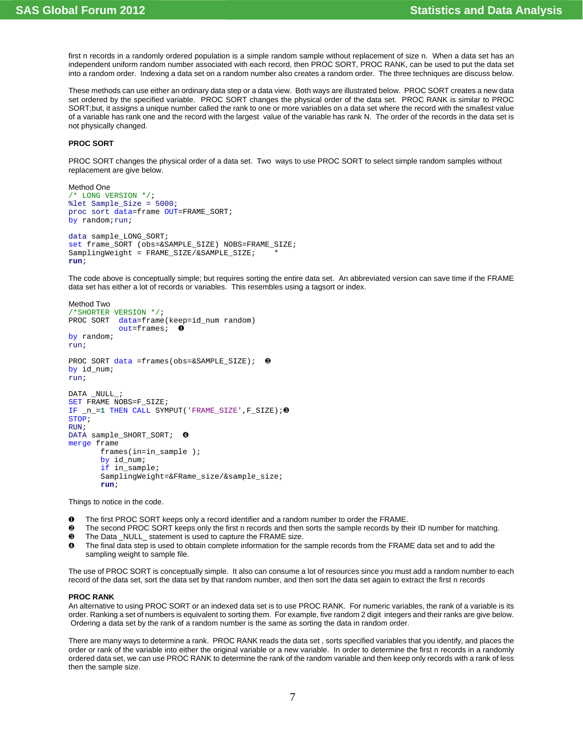first n records in a randomly ordered population is a simple random sample without replacement of size n. When a data set has an independent uniform random number associated with each record, then PROC SORT, PROC RANK, can be used to put the data set into a random order. Indexing a data set on a random number also creates a random order. The three techniques are discuss below.

These methods can use either an ordinary data step or a data view. Both ways are illustrated below. PROC SORT creates a new data set ordered by the specified variable. PROC SORT changes the physical order of the data set. PROC RANK is similar to PROC SORT;but, it assigns a unique number called the rank to one or more variables on a data set where the record with the smallest value of a variable has rank one and the record with the largest value of the variable has rank N. The order of the records in the data set is not physically changed.

**PROC SORT**

PROC SORT changes the physical order of a data set. Two ways to use PROC SORT to select simple random samples without replacement are give below.

Method One

```
/* LONG VERSION */;
%let Sample_Size = 5000;
proc sort data=frame OUT=FRAME_SORT;
by random;run;

data sample_LONG_SORT;
set frame_SORT (obs=&SAMPLE_SIZE) NOBS=FRAME_SIZE;
SamplingWeight = FRAME_SIZE/&SAMPLE_SIZE;    *
run;
```

The code above is conceptually simple; but requires sorting the entire data set. An abbreviated version can save time if the FRAME data set has either a lot of records or variables. This resembles using a tagsort or index.

Method Two

```
/*SHORTER VERSION */;
PROC SORT  data=frame(keep=id_num random)
           out=frames;  ❶
by random;
run;

PROC SORT data =frames(obs=&SAMPLE_SIZE);  ❷
by id_num;
run;

DATA _NULL_;
SET FRAME NOBS=F_SIZE;
IF _n_=1 THEN CALL SYMPUT('FRAME_SIZE',F_SIZE);❸
STOP;
RUN;
DATA sample_SHORT_SORT;  ❹
merge frame
       frames(in=in_sample );
       by id_num;
       if in_sample;
       SamplingWeight=&FRame_size/&sample_size;
       run;
```

Things to notice in the code.

- ❶ The first PROC SORT keeps only a record identifier and a random number to order the FRAME.
- ❷ The second PROC SORT keeps only the first n records and then sorts the sample records by their ID number for matching.
- ❸ The Data _NULL_ statement is used to capture the FRAME size.
- ❹ The final data step is used to obtain complete information for the sample records from the FRAME data set and to add the sampling weight to sample file.

The use of PROC SORT is conceptually simple. It also can consume a lot of resources since you must add a random number to each record of the data set, sort the data set by that random number, and then sort the data set again to extract the first n records

**PROC RANK**

An alternative to using PROC SORT or an indexed data set is to use PROC RANK. For numeric variables, the rank of a variable is its order. Ranking a set of numbers is equivalent to sorting them. For example, five random 2 digit integers and their ranks are give below. Ordering a data set by the rank of a random number is the same as sorting the data in random order.

There are many ways to determine a rank. PROC RANK reads the data set , sorts specified variables that you identify, and places the order or rank of the variable into either the original variable or a new variable. In order to determine the first n records in a randomly ordered data set, we can use PROC RANK to determine the rank of the random variable and then keep only records with a rank of less then the sample size.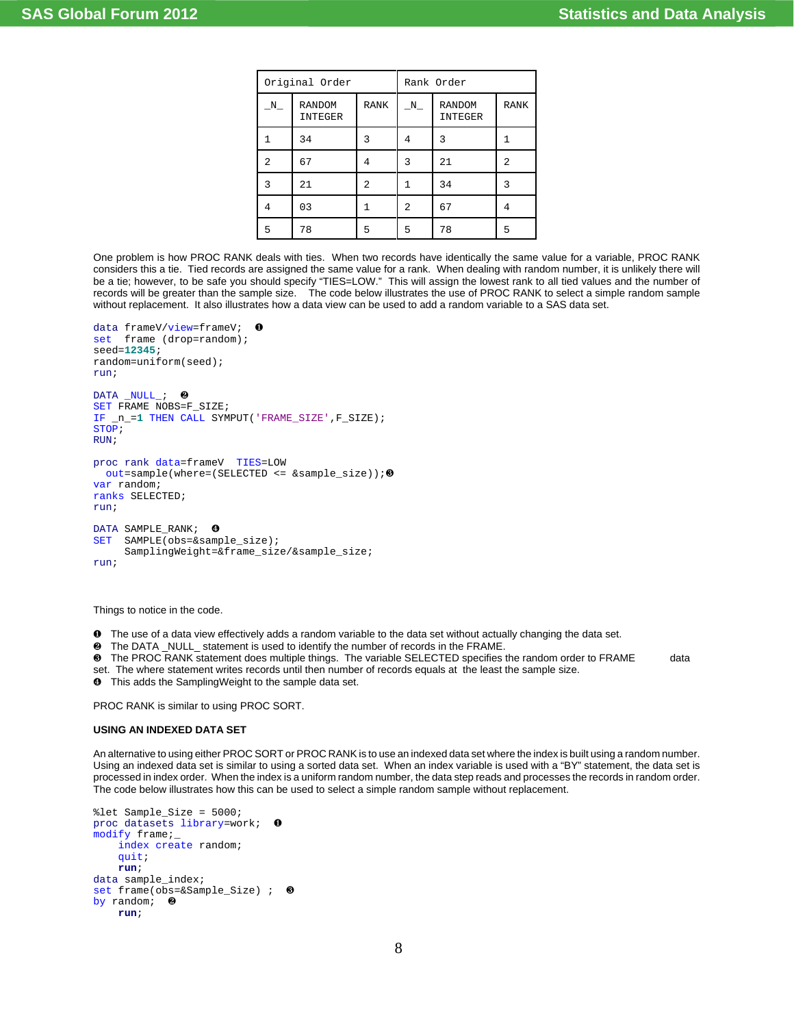| Original Order | | | Rank Order | | |
|---|---|---|---|---|---|
| _N_ | RANDOM INTEGER | RANK | _N_ | RANDOM INTEGER | RANK |
| 1 | 34 | 3 | 4 | 3 | 1 |
| 2 | 67 | 4 | 3 | 21 | 2 |
| 3 | 21 | 2 | 1 | 34 | 3 |
| 4 | 03 | 1 | 2 | 67 | 4 |
| 5 | 78 | 5 | 5 | 78 | 5 |

One problem is how PROC RANK deals with ties. When two records have identically the same value for a variable, PROC RANK considers this a tie. Tied records are assigned the same value for a rank. When dealing with random number, it is unlikely there will be a tie; however, to be safe you should specify "TIES=LOW." This will assign the lowest rank to all tied values and the number of records will be greater than the sample size. The code below illustrates the use of PROC RANK to select a simple random sample without replacement. It also illustrates how a data view can be used to add a random variable to a SAS data set.

```
data frameV/view=frameV;  ❶
set  frame (drop=random);
seed=12345;
random=uniform(seed);
run;

DATA _NULL_;  ❷
SET FRAME NOBS=F_SIZE;
IF _n_=1 THEN CALL SYMPUT('FRAME_SIZE',F_SIZE);
STOP;
RUN;

proc rank data=frameV  TIES=LOW
  out=sample(where=(SELECTED <= &sample_size));❸
var random;
ranks SELECTED;
run;

DATA SAMPLE_RANK;  ❹
SET  SAMPLE(obs=&sample_size);
     SamplingWeight=&frame_size/&sample_size;
run;
```

Things to notice in the code.

❶ The use of a data view effectively adds a random variable to the data set without actually changing the data set.
❷ The DATA _NULL_ statement is used to identify the number of records in the FRAME.
❸ The PROC RANK statement does multiple things. The variable SELECTED specifies the random order to FRAME data set. The where statement writes records until then number of records equals at the least the sample size.
❹ This adds the SamplingWeight to the sample data set.

PROC RANK is similar to using PROC SORT.

**USING AN INDEXED DATA SET**

An alternative to using either PROC SORT or PROC RANK is to use an indexed data set where the index is built using a random number. Using an indexed data set is similar to using a sorted data set. When an index variable is used with a "BY" statement, the data set is processed in index order. When the index is a uniform random number, the data step reads and processes the records in random order. The code below illustrates how this can be used to select a simple random sample without replacement.

```
%let Sample_Size = 5000;
proc datasets library=work;  ❶
modify frame;_
    index create random;
    quit;
    run;
data sample_index;
set frame(obs=&Sample_Size) ;  ❸
by random;  ❷
    run;
```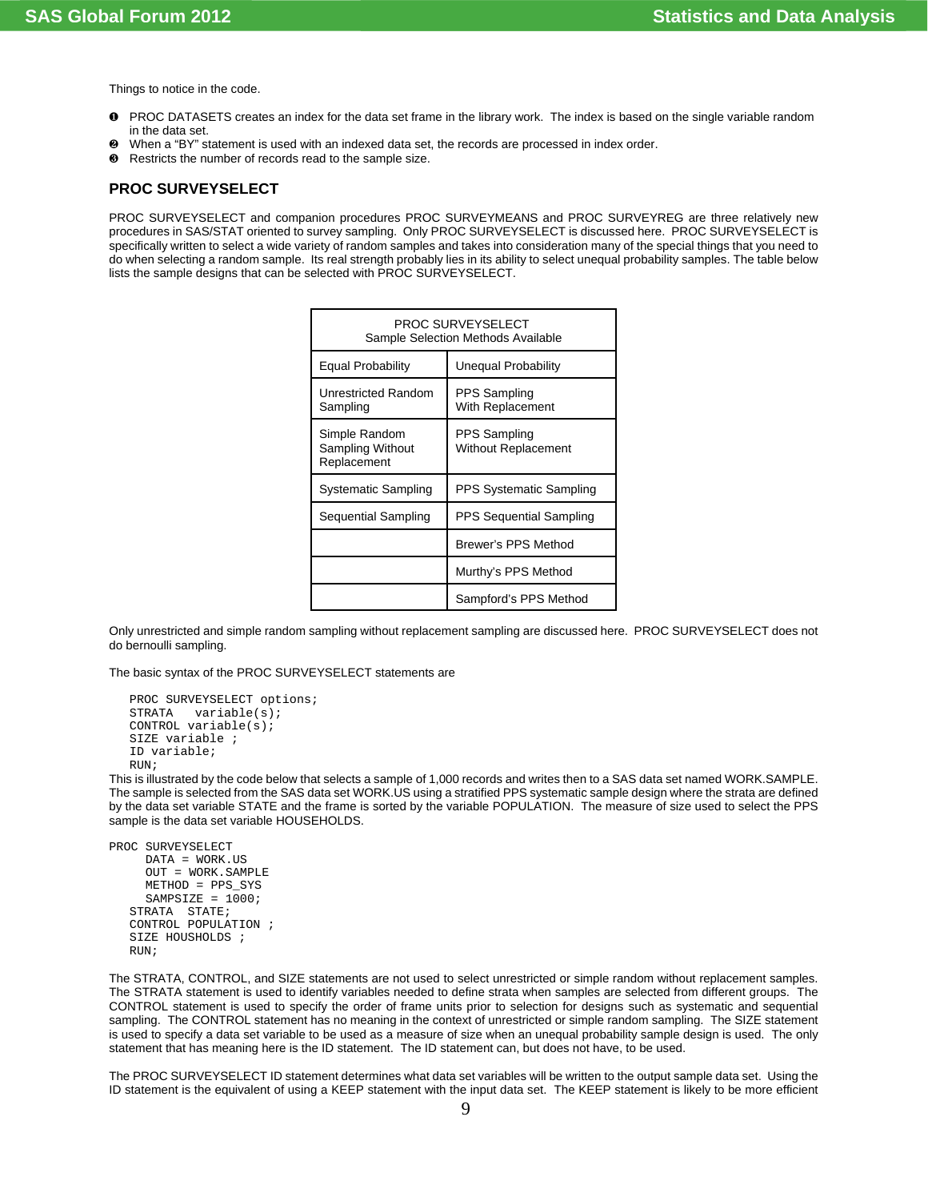Things to notice in the code.

❶ PROC DATASETS creates an index for the data set frame in the library work. The index is based on the single variable random in the data set.
❷ When a “BY” statement is used with an indexed data set, the records are processed in index order.
❸ Restricts the number of records read to the sample size.

## PROC SURVEYSELECT

PROC SURVEYSELECT and companion procedures PROC SURVEYMEANS and PROC SURVEYREG are three relatively new procedures in SAS/STAT oriented to survey sampling. Only PROC SURVEYSELECT is discussed here. PROC SURVEYSELECT is specifically written to select a wide variety of random samples and takes into consideration many of the special things that you need to do when selecting a random sample. Its real strength probably lies in its ability to select unequal probability samples. The table below lists the sample designs that can be selected with PROC SURVEYSELECT.

| PROC SURVEYSELECT Sample Selection Methods Available | |
|---|---|
| Equal Probability | Unequal Probability |
| Unrestricted Random Sampling | PPS Sampling With Replacement |
| Simple Random Sampling Without Replacement | PPS Sampling Without Replacement |
| Systematic Sampling | PPS Systematic Sampling |
| Sequential Sampling | PPS Sequential Sampling |
| | Brewer’s PPS Method |
| | Murthy’s PPS Method |
| | Sampford’s PPS Method |

Only unrestricted and simple random sampling without replacement sampling are discussed here. PROC SURVEYSELECT does not do bernoulli sampling.

The basic syntax of the PROC SURVEYSELECT statements are

```
   PROC SURVEYSELECT options;
   STRATA   variable(s);
   CONTROL variable(s);
   SIZE variable ;
   ID variable;
   RUN;
```

This is illustrated by the code below that selects a sample of 1,000 records and writes then to a SAS data set named WORK.SAMPLE. The sample is selected from the SAS data set WORK.US using a stratified PPS systematic sample design where the strata are defined by the data set variable STATE and the frame is sorted by the variable POPULATION. The measure of size used to select the PPS sample is the data set variable HOUSEHOLDS.

```
PROC SURVEYSELECT
     DATA = WORK.US
     OUT = WORK.SAMPLE
     METHOD = PPS_SYS
     SAMPSIZE = 1000;
   STRATA  STATE;
   CONTROL POPULATION ;
   SIZE HOUSHOLDS ;
   RUN;
```

The STRATA, CONTROL, and SIZE statements are not used to select unrestricted or simple random without replacement samples. The STRATA statement is used to identify variables needed to define strata when samples are selected from different groups. The CONTROL statement is used to specify the order of frame units prior to selection for designs such as systematic and sequential sampling. The CONTROL statement has no meaning in the context of unrestricted or simple random sampling. The SIZE statement is used to specify a data set variable to be used as a measure of size when an unequal probability sample design is used. The only statement that has meaning here is the ID statement. The ID statement can, but does not have, to be used.

The PROC SURVEYSELECT ID statement determines what data set variables will be written to the output sample data set. Using the ID statement is the equivalent of using a KEEP statement with the input data set. The KEEP statement is likely to be more efficient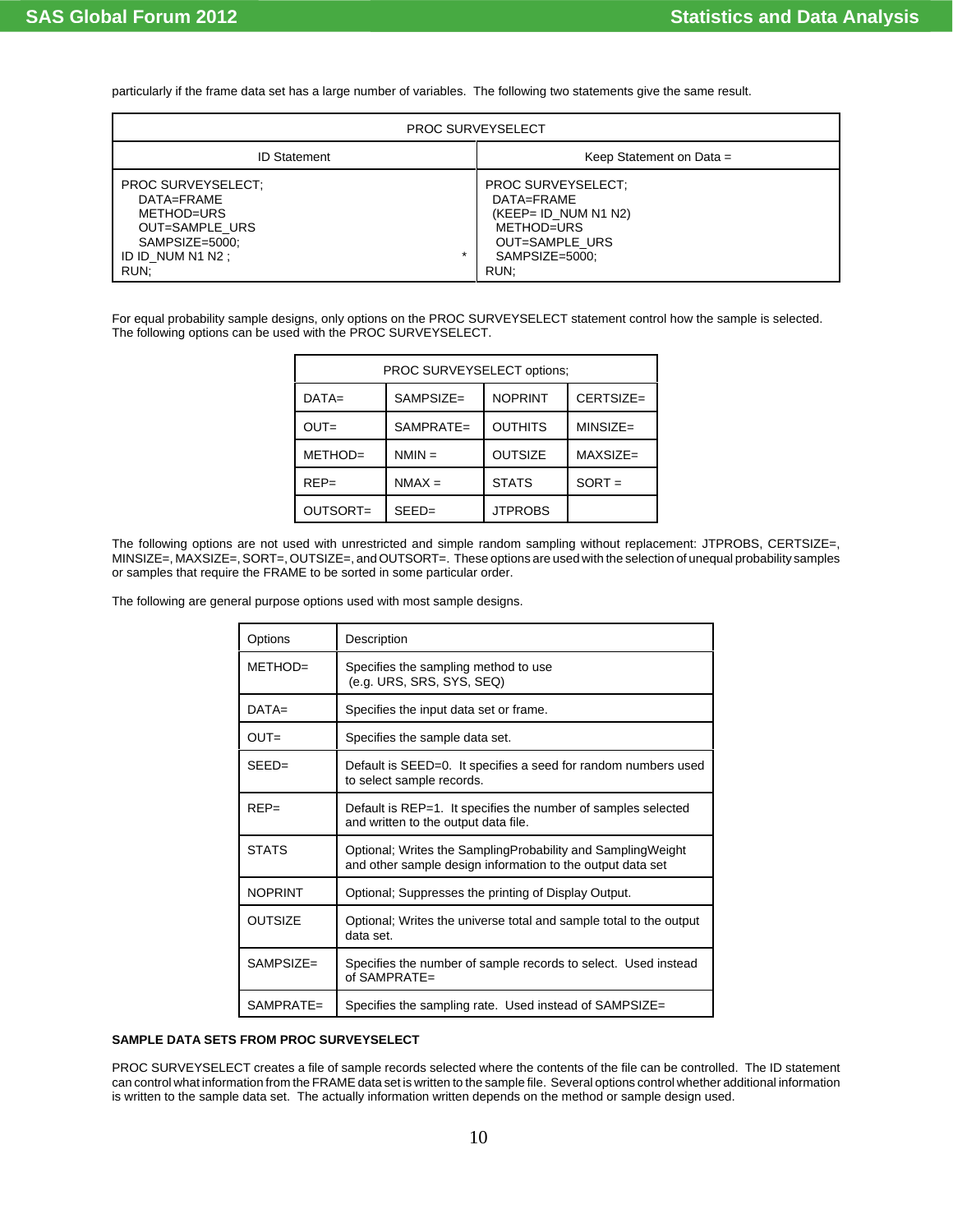particularly if the frame data set has a large number of variables. The following two statements give the same result.

| PROC SURVEYSELECT | |
|---|---|
| ID Statement | Keep Statement on Data = |
| PROC SURVEYSELECT;<br>DATA=FRAME<br>METHOD=URS<br>OUT=SAMPLE_URS<br>SAMPSIZE=5000;<br>ID ID_NUM N1 N2 ; *<br>RUN; | PROC SURVEYSELECT;<br>DATA=FRAME<br>(KEEP= ID_NUM N1 N2)<br>METHOD=URS<br>OUT=SAMPLE_URS<br>SAMPSIZE=5000;<br>RUN; |

For equal probability sample designs, only options on the PROC SURVEYSELECT statement control how the sample is selected. The following options can be used with the PROC SURVEYSELECT.

| PROC SURVEYSELECT options; | | | |
|---|---|---|---|
| DATA= | SAMPSIZE= | NOPRINT | CERTSIZE= |
| OUT= | SAMPRATE= | OUTHITS | MINSIZE= |
| METHOD= | NMIN = | OUTSIZE | MAXSIZE= |
| REP= | NMAX = | STATS | SORT = |
| OUTSORT= | SEED= | JTPROBS | |

The following options are not used with unrestricted and simple random sampling without replacement: JTPROBS, CERTSIZE=, MINSIZE=, MAXSIZE=, SORT=, OUTSIZE=, and OUTSORT=. These options are used with the selection of unequal probability samples or samples that require the FRAME to be sorted in some particular order.

The following are general purpose options used with most sample designs.

| Options | Description |
|---|---|
| METHOD= | Specifies the sampling method to use (e.g. URS, SRS, SYS, SEQ) |
| DATA= | Specifies the input data set or frame. |
| OUT= | Specifies the sample data set. |
| SEED= | Default is SEED=0. It specifies a seed for random numbers used to select sample records. |
| REP= | Default is REP=1. It specifies the number of samples selected and written to the output data file. |
| STATS | Optional; Writes the SamplingProbability and SamplingWeight and other sample design information to the output data set |
| NOPRINT | Optional; Suppresses the printing of Display Output. |
| OUTSIZE | Optional; Writes the universe total and sample total to the output data set. |
| SAMPSIZE= | Specifies the number of sample records to select. Used instead of SAMPRATE= |
| SAMPRATE= | Specifies the sampling rate. Used instead of SAMPSIZE= |

**SAMPLE DATA SETS FROM PROC SURVEYSELECT**

PROC SURVEYSELECT creates a file of sample records selected where the contents of the file can be controlled. The ID statement can control what information from the FRAME data set is written to the sample file. Several options control whether additional information is written to the sample data set. The actually information written depends on the method or sample design used.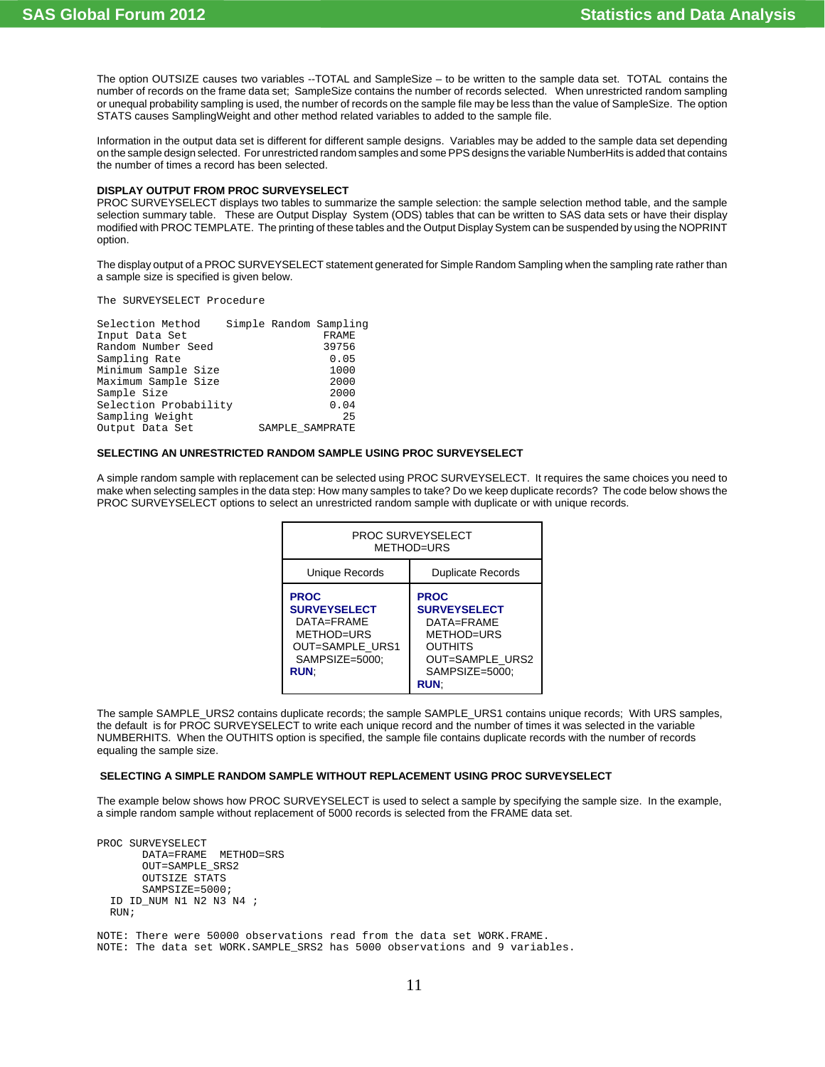The option OUTSIZE causes two variables --TOTAL and SampleSize – to be written to the sample data set. TOTAL contains the number of records on the frame data set; SampleSize contains the number of records selected. When unrestricted random sampling or unequal probability sampling is used, the number of records on the sample file may be less than the value of SampleSize. The option STATS causes SamplingWeight and other method related variables to added to the sample file.

Information in the output data set is different for different sample designs. Variables may be added to the sample data set depending on the sample design selected. For unrestricted random samples and some PPS designs the variable NumberHits is added that contains the number of times a record has been selected.

**DISPLAY OUTPUT FROM PROC SURVEYSELECT**

PROC SURVEYSELECT displays two tables to summarize the sample selection: the sample selection method table, and the sample selection summary table. These are Output Display System (ODS) tables that can be written to SAS data sets or have their display modified with PROC TEMPLATE. The printing of these tables and the Output Display System can be suspended by using the NOPRINT option.

The display output of a PROC SURVEYSELECT statement generated for Simple Random Sampling when the sampling rate rather than a sample size is specified is given below.

```
The SURVEYSELECT Procedure

Selection Method    Simple Random Sampling
Input Data Set                     FRAME
Random Number Seed                 39756
Sampling Rate                       0.05
Minimum Sample Size                 1000
Maximum Sample Size                 2000
Sample Size                         2000
Selection Probability               0.04
Sampling Weight                       25
Output Data Set           SAMPLE_SAMPRATE
```

**SELECTING AN UNRESTRICTED RANDOM SAMPLE USING PROC SURVEYSELECT**

A simple random sample with replacement can be selected using PROC SURVEYSELECT. It requires the same choices you need to make when selecting samples in the data step: How many samples to take? Do we keep duplicate records? The code below shows the PROC SURVEYSELECT options to select an unrestricted random sample with duplicate or with unique records.

| PROC SURVEYSELECT METHOD=URS | |
|---|---|
| Unique Records | Duplicate Records |
| **PROC SURVEYSELECT** DATA=FRAME METHOD=URS OUT=SAMPLE_URS1 SAMPSIZE=5000; **RUN**; | **PROC SURVEYSELECT** DATA=FRAME METHOD=URS OUTHITS OUT=SAMPLE_URS2 SAMPSIZE=5000; **RUN**; |

The sample SAMPLE_URS2 contains duplicate records; the sample SAMPLE_URS1 contains unique records; With URS samples, the default is for PROC SURVEYSELECT to write each unique record and the number of times it was selected in the variable NUMBERHITS. When the OUTHITS option is specified, the sample file contains duplicate records with the number of records equaling the sample size.

**SELECTING A SIMPLE RANDOM SAMPLE WITHOUT REPLACEMENT USING PROC SURVEYSELECT**

The example below shows how PROC SURVEYSELECT is used to select a sample by specifying the sample size. In the example, a simple random sample without replacement of 5000 records is selected from the FRAME data set.

```
PROC SURVEYSELECT
       DATA=FRAME  METHOD=SRS
       OUT=SAMPLE_SRS2
       OUTSIZE STATS
       SAMPSIZE=5000;
  ID ID_NUM N1 N2 N3 N4 ;
  RUN;

NOTE: There were 50000 observations read from the data set WORK.FRAME.
NOTE: The data set WORK.SAMPLE_SRS2 has 5000 observations and 9 variables.
```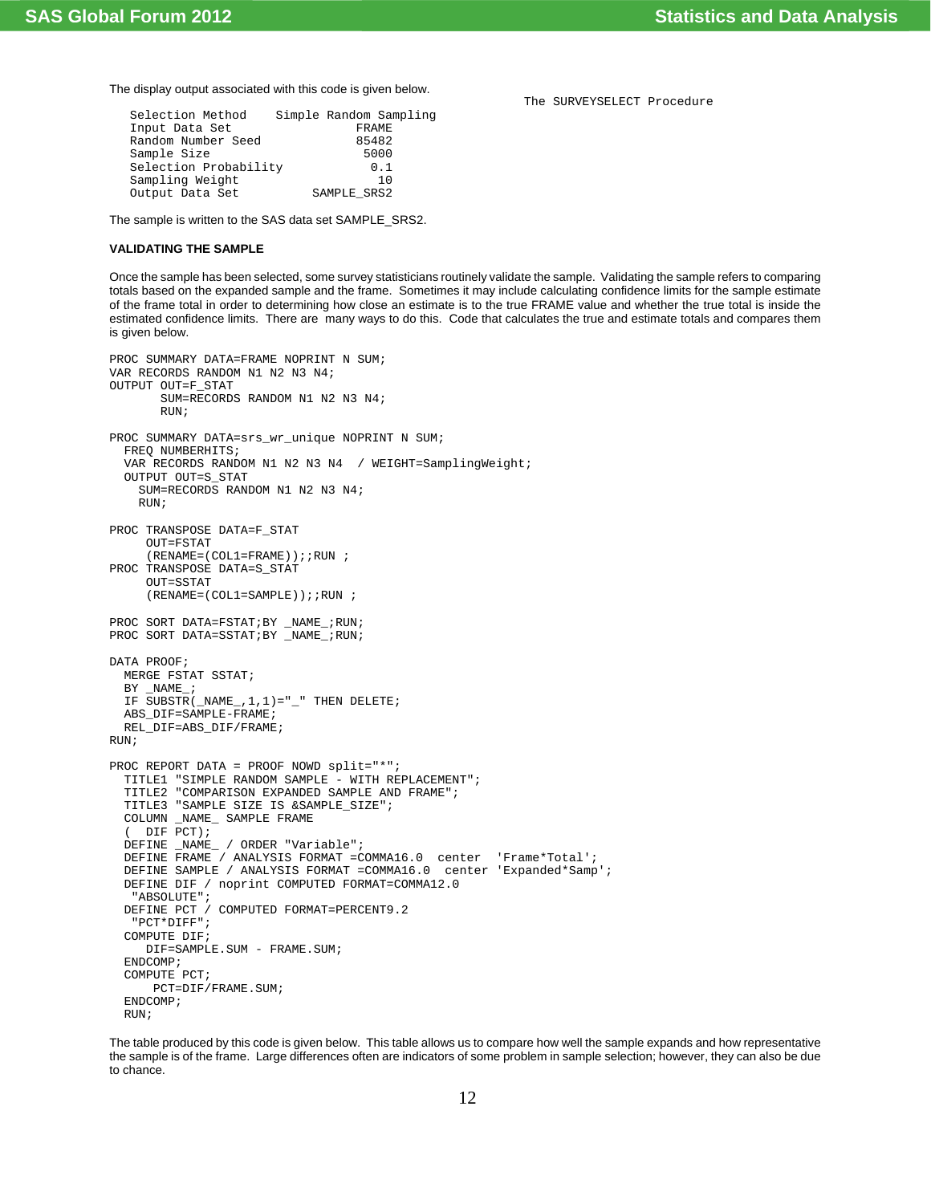The display output associated with this code is given below.

```
                                                          The SURVEYSELECT Procedure

   Selection Method    Simple Random Sampling
   Input Data Set                 FRAME
   Random Number Seed             85482
   Sample Size                     5000
   Selection Probability            0.1
   Sampling Weight                   10
   Output Data Set          SAMPLE_SRS2
```

The sample is written to the SAS data set SAMPLE_SRS2.

**VALIDATING THE SAMPLE**

Once the sample has been selected, some survey statisticians routinely validate the sample. Validating the sample refers to comparing totals based on the expanded sample and the frame. Sometimes it may include calculating confidence limits for the sample estimate of the frame total in order to determining how close an estimate is to the true FRAME value and whether the true total is inside the estimated confidence limits. There are many ways to do this. Code that calculates the true and estimate totals and compares them is given below.

```
PROC SUMMARY DATA=FRAME NOPRINT N SUM;
VAR RECORDS RANDOM N1 N2 N3 N4;
OUTPUT OUT=F_STAT
       SUM=RECORDS RANDOM N1 N2 N3 N4;
       RUN;

PROC SUMMARY DATA=srs_wr_unique NOPRINT N SUM;
  FREQ NUMBERHITS;
  VAR RECORDS RANDOM N1 N2 N3 N4  / WEIGHT=SamplingWeight;
  OUTPUT OUT=S_STAT
    SUM=RECORDS RANDOM N1 N2 N3 N4;
    RUN;

PROC TRANSPOSE DATA=F_STAT
     OUT=FSTAT
     (RENAME=(COL1=FRAME));;RUN ;
PROC TRANSPOSE DATA=S_STAT
     OUT=SSTAT
     (RENAME=(COL1=SAMPLE));;RUN ;

PROC SORT DATA=FSTAT;BY _NAME_;RUN;
PROC SORT DATA=SSTAT;BY _NAME_;RUN;

DATA PROOF;
  MERGE FSTAT SSTAT;
  BY _NAME_;
  IF SUBSTR(_NAME_,1,1)="_" THEN DELETE;
  ABS_DIF=SAMPLE-FRAME;
  REL_DIF=ABS_DIF/FRAME;
RUN;

PROC REPORT DATA = PROOF NOWD split="*";
  TITLE1 "SIMPLE RANDOM SAMPLE - WITH REPLACEMENT";
  TITLE2 "COMPARISON EXPANDED SAMPLE AND FRAME";
  TITLE3 "SAMPLE SIZE IS &SAMPLE_SIZE";
  COLUMN _NAME_ SAMPLE FRAME
  (  DIF PCT);
  DEFINE _NAME_ / ORDER "Variable";
  DEFINE FRAME / ANALYSIS FORMAT =COMMA16.0  center  'Frame*Total';
  DEFINE SAMPLE / ANALYSIS FORMAT =COMMA16.0  center 'Expanded*Samp';
  DEFINE DIF / noprint COMPUTED FORMAT=COMMA12.0
   "ABSOLUTE";
  DEFINE PCT / COMPUTED FORMAT=PERCENT9.2
   "PCT*DIFF";
  COMPUTE DIF;
     DIF=SAMPLE.SUM - FRAME.SUM;
  ENDCOMP;
  COMPUTE PCT;
      PCT=DIF/FRAME.SUM;
  ENDCOMP;
  RUN;
```

The table produced by this code is given below. This table allows us to compare how well the sample expands and how representative the sample is of the frame. Large differences often are indicators of some problem in sample selection; however, they can also be due to chance.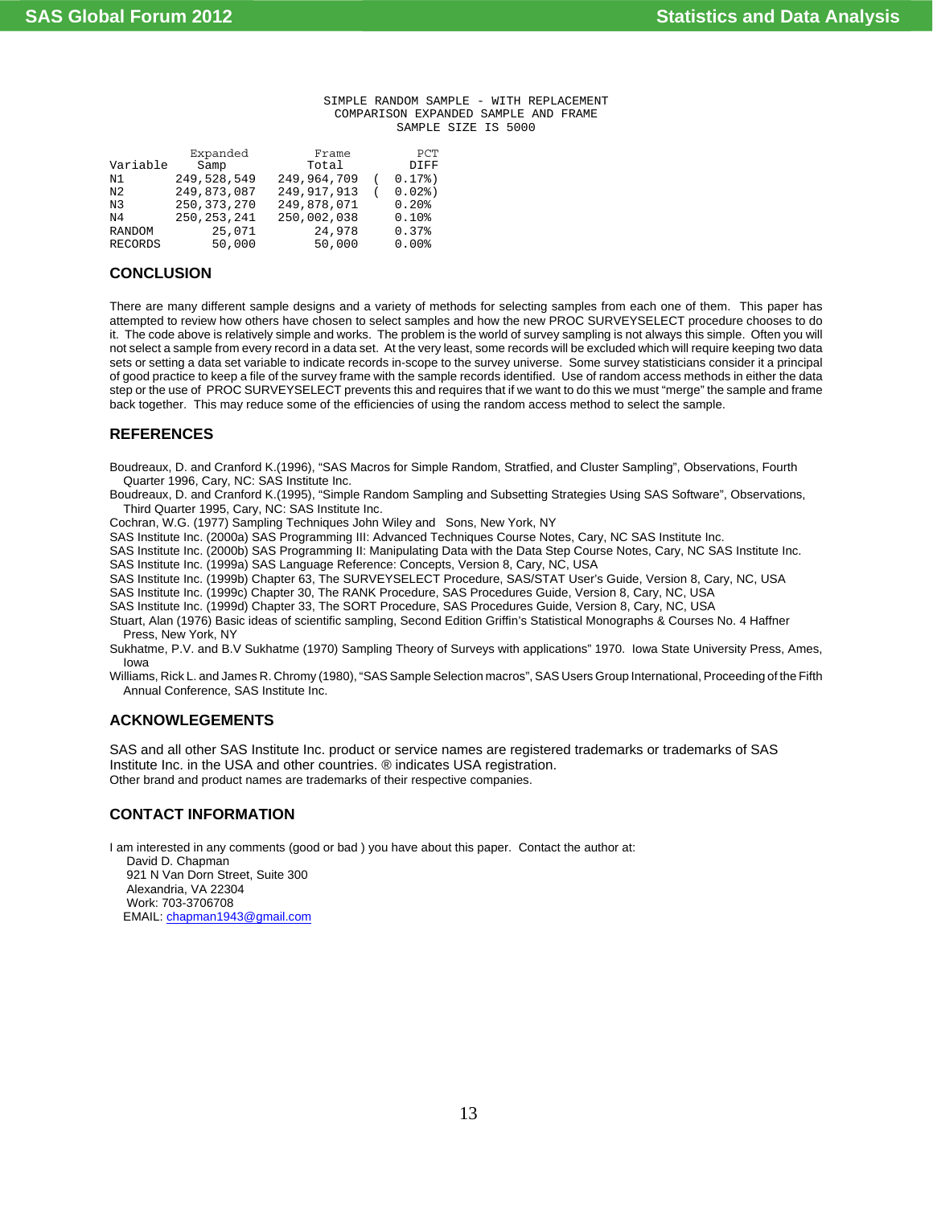SIMPLE RANDOM SAMPLE - WITH REPLACEMENT
COMPARISON EXPANDED SAMPLE AND FRAME
SAMPLE SIZE IS 5000

| Variable | Expanded Samp | Frame Total | PCT DIFF |
|---|---|---|---|
| N1 | 249,528,549 | 249,964,709 | ( 0.17%) |
| N2 | 249,873,087 | 249,917,913 | ( 0.02%) |
| N3 | 250,373,270 | 249,878,071 | 0.20% |
| N4 | 250,253,241 | 250,002,038 | 0.10% |
| RANDOM | 25,071 | 24,978 | 0.37% |
| RECORDS | 50,000 | 50,000 | 0.00% |

## CONCLUSION

There are many different sample designs and a variety of methods for selecting samples from each one of them. This paper has attempted to review how others have chosen to select samples and how the new PROC SURVEYSELECT procedure chooses to do it. The code above is relatively simple and works. The problem is the world of survey sampling is not always this simple. Often you will not select a sample from every record in a data set. At the very least, some records will be excluded which will require keeping two data sets or setting a data set variable to indicate records in-scope to the survey universe. Some survey statisticians consider it a principal of good practice to keep a file of the survey frame with the sample records identified. Use of random access methods in either the data step or the use of PROC SURVEYSELECT prevents this and requires that if we want to do this we must "merge" the sample and frame back together. This may reduce some of the efficiencies of using the random access method to select the sample.

## REFERENCES

Boudreaux, D. and Cranford K.(1996), "SAS Macros for Simple Random, Stratfied, and Cluster Sampling", Observations, Fourth Quarter 1996, Cary, NC: SAS Institute Inc.
Boudreaux, D. and Cranford K.(1995), "Simple Random Sampling and Subsetting Strategies Using SAS Software", Observations, Third Quarter 1995, Cary, NC: SAS Institute Inc.
Cochran, W.G. (1977) Sampling Techniques John Wiley and Sons, New York, NY
SAS Institute Inc. (2000a) SAS Programming III: Advanced Techniques Course Notes, Cary, NC SAS Institute Inc.
SAS Institute Inc. (2000b) SAS Programming II: Manipulating Data with the Data Step Course Notes, Cary, NC SAS Institute Inc.
SAS Institute Inc. (1999a) SAS Language Reference: Concepts, Version 8, Cary, NC, USA
SAS Institute Inc. (1999b) Chapter 63, The SURVEYSELECT Procedure, SAS/STAT User's Guide, Version 8, Cary, NC, USA
SAS Institute Inc. (1999c) Chapter 30, The RANK Procedure, SAS Procedures Guide, Version 8, Cary, NC, USA
SAS Institute Inc. (1999d) Chapter 33, The SORT Procedure, SAS Procedures Guide, Version 8, Cary, NC, USA
Stuart, Alan (1976) Basic ideas of scientific sampling, Second Edition Griffin's Statistical Monographs & Courses No. 4 Haffner Press, New York, NY
Sukhatme, P.V. and B.V Sukhatme (1970) Sampling Theory of Surveys with applications" 1970. Iowa State University Press, Ames, Iowa
Williams, Rick L. and James R. Chromy (1980), "SAS Sample Selection macros", SAS Users Group International, Proceeding of the Fifth Annual Conference, SAS Institute Inc.

## ACKNOWLEGEMENTS

SAS and all other SAS Institute Inc. product or service names are registered trademarks or trademarks of SAS Institute Inc. in the USA and other countries. ® indicates USA registration.
Other brand and product names are trademarks of their respective companies.

## CONTACT INFORMATION

I am interested in any comments (good or bad ) you have about this paper. Contact the author at:

David D. Chapman
921 N Van Dorn Street, Suite 300
Alexandria, VA 22304
Work: 703-3706708
EMAIL: chapman1943@gmail.com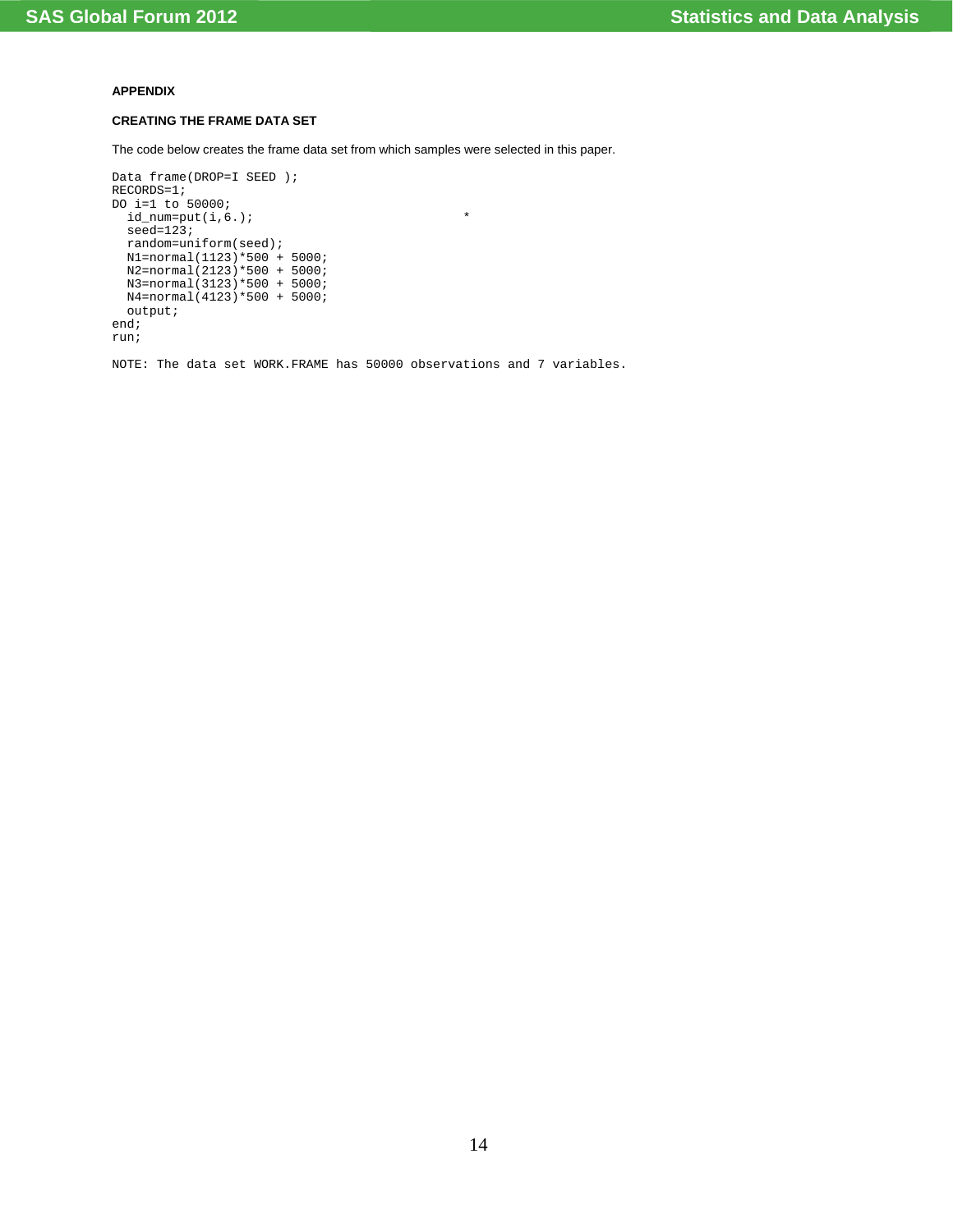**APPENDIX**

**CREATING THE FRAME DATA SET**

The code below creates the frame data set from which samples were selected in this paper.

```
Data frame(DROP=I SEED );
RECORDS=1;
DO i=1 to 50000;
  id_num=put(i,6.);                               *
  seed=123;
  random=uniform(seed);
  N1=normal(1123)*500 + 5000;
  N2=normal(2123)*500 + 5000;
  N3=normal(3123)*500 + 5000;
  N4=normal(4123)*500 + 5000;
  output;
end;
run;
```

```
NOTE: The data set WORK.FRAME has 50000 observations and 7 variables.
```